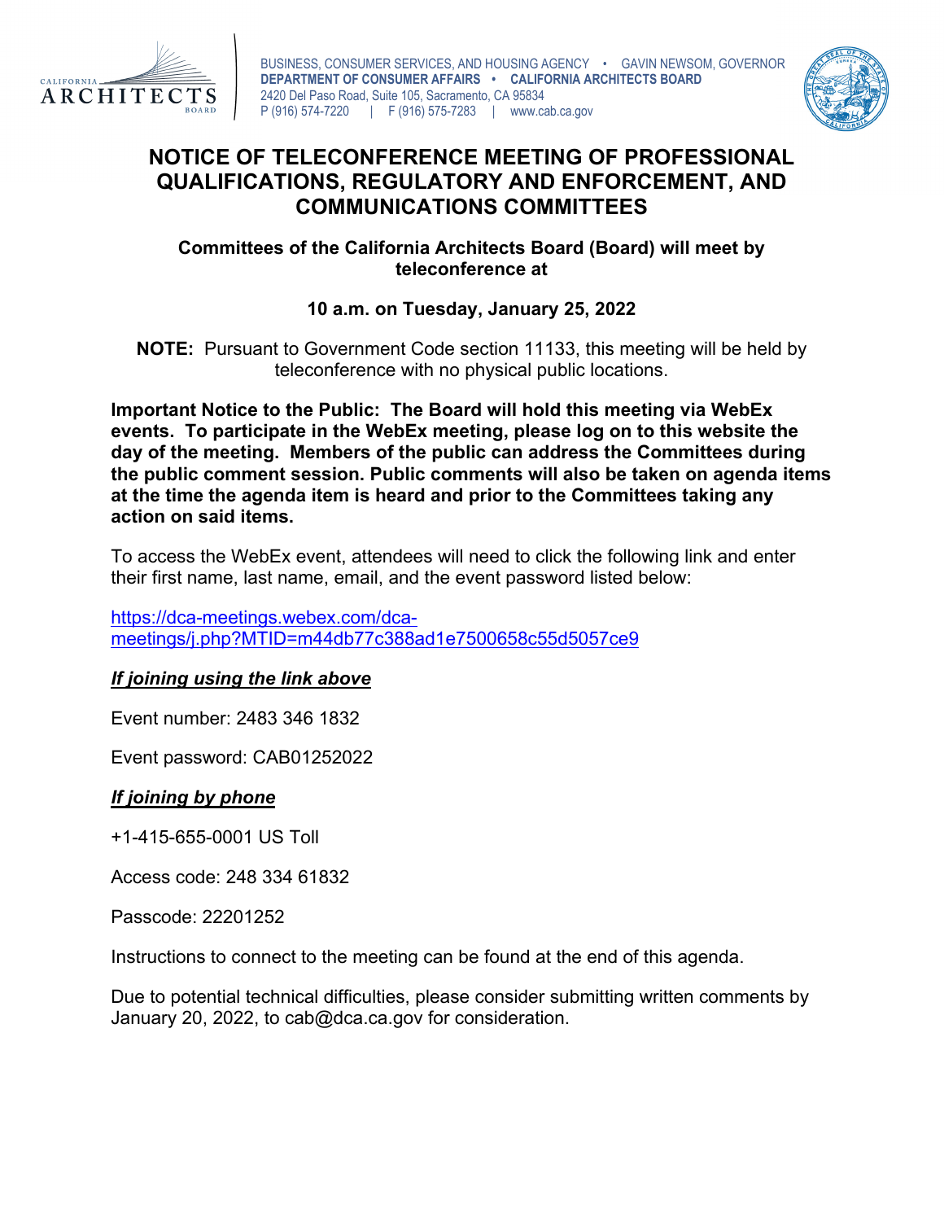BUSINESS, CONSUMER SERVICES, AND HOUSING AGENCY • GAVIN NEWSOM, GOVERNOR
**DEPARTMENT OF CONSUMER AFFAIRS • CALIFORNIA ARCHITECTS BOARD**
2420 Del Paso Road, Suite 105, Sacramento, CA 95834
P (916) 574-7220 | F (916) 575-7283 | www.cab.ca.gov

# NOTICE OF TELECONFERENCE MEETING OF PROFESSIONAL QUALIFICATIONS, REGULATORY AND ENFORCEMENT, AND COMMUNICATIONS COMMITTEES

**Committees of the California Architects Board (Board) will meet by teleconference at**

**10 a.m. on Tuesday, January 25, 2022**

**NOTE:** Pursuant to Government Code section 11133, this meeting will be held by teleconference with no physical public locations.

**Important Notice to the Public: The Board will hold this meeting via WebEx events. To participate in the WebEx meeting, please log on to this website the day of the meeting. Members of the public can address the Committees during the public comment session. Public comments will also be taken on agenda items at the time the agenda item is heard and prior to the Committees taking any action on said items.**

To access the WebEx event, attendees will need to click the following link and enter their first name, last name, email, and the event password listed below:

https://dca-meetings.webex.com/dca-meetings/j.php?MTID=m44db77c388ad1e7500658c55d5057ce9

***If joining using the link above***

Event number: 2483 346 1832

Event password: CAB01252022

***If joining by phone***

+1-415-655-0001 US Toll

Access code: 248 334 61832

Passcode: 22201252

Instructions to connect to the meeting can be found at the end of this agenda.

Due to potential technical difficulties, please consider submitting written comments by January 20, 2022, to cab@dca.ca.gov for consideration.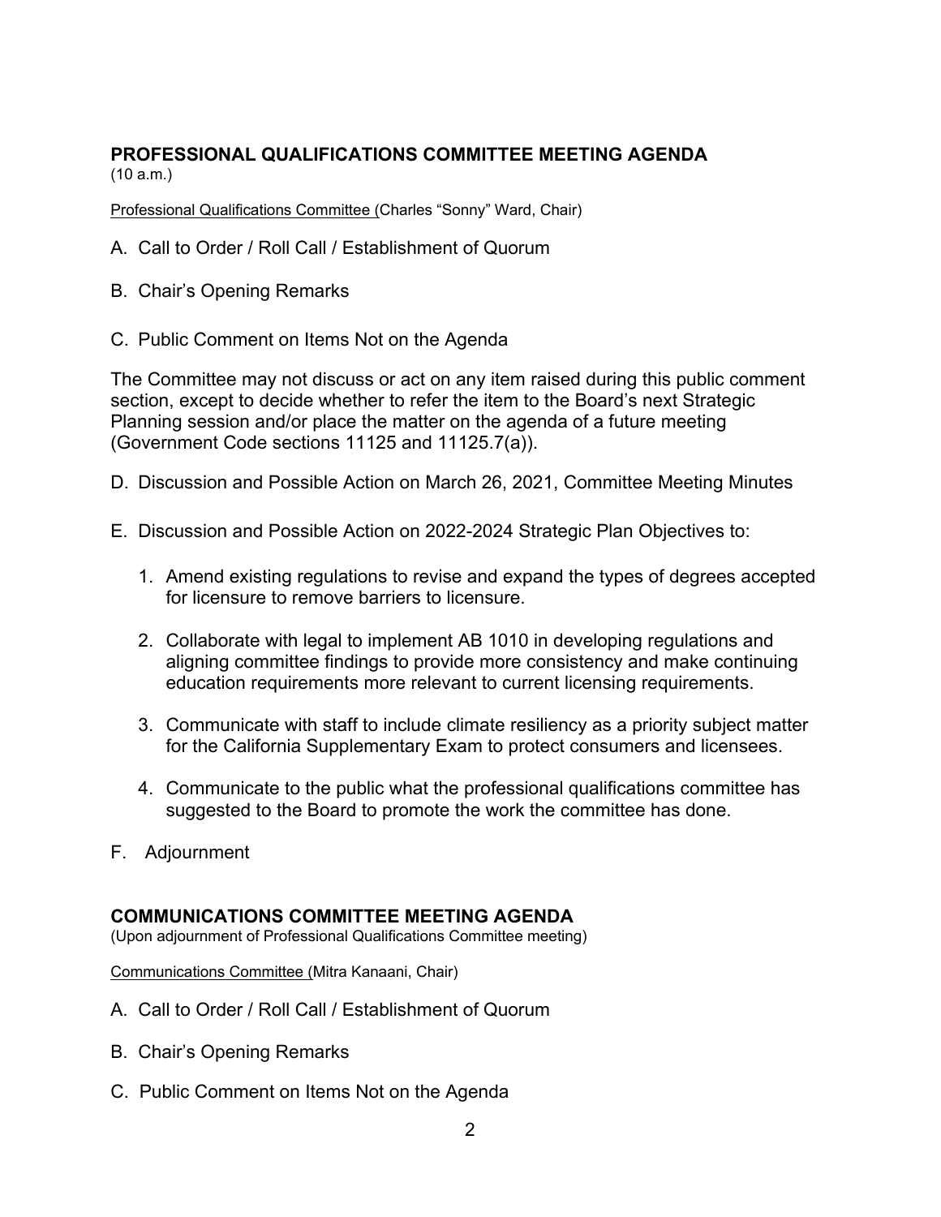## PROFESSIONAL QUALIFICATIONS COMMITTEE MEETING AGENDA

(10 a.m.)

Professional Qualifications Committee (Charles "Sonny" Ward, Chair)

A. Call to Order / Roll Call / Establishment of Quorum

B. Chair's Opening Remarks

C. Public Comment on Items Not on the Agenda

The Committee may not discuss or act on any item raised during this public comment section, except to decide whether to refer the item to the Board's next Strategic Planning session and/or place the matter on the agenda of a future meeting (Government Code sections 11125 and 11125.7(a)).

D. Discussion and Possible Action on March 26, 2021, Committee Meeting Minutes

E. Discussion and Possible Action on 2022-2024 Strategic Plan Objectives to:

1. Amend existing regulations to revise and expand the types of degrees accepted for licensure to remove barriers to licensure.
2. Collaborate with legal to implement AB 1010 in developing regulations and aligning committee findings to provide more consistency and make continuing education requirements more relevant to current licensing requirements.
3. Communicate with staff to include climate resiliency as a priority subject matter for the California Supplementary Exam to protect consumers and licensees.
4. Communicate to the public what the professional qualifications committee has suggested to the Board to promote the work the committee has done.

F. Adjournment

## COMMUNICATIONS COMMITTEE MEETING AGENDA

(Upon adjournment of Professional Qualifications Committee meeting)

Communications Committee (Mitra Kanaani, Chair)

A. Call to Order / Roll Call / Establishment of Quorum

B. Chair's Opening Remarks

C. Public Comment on Items Not on the Agenda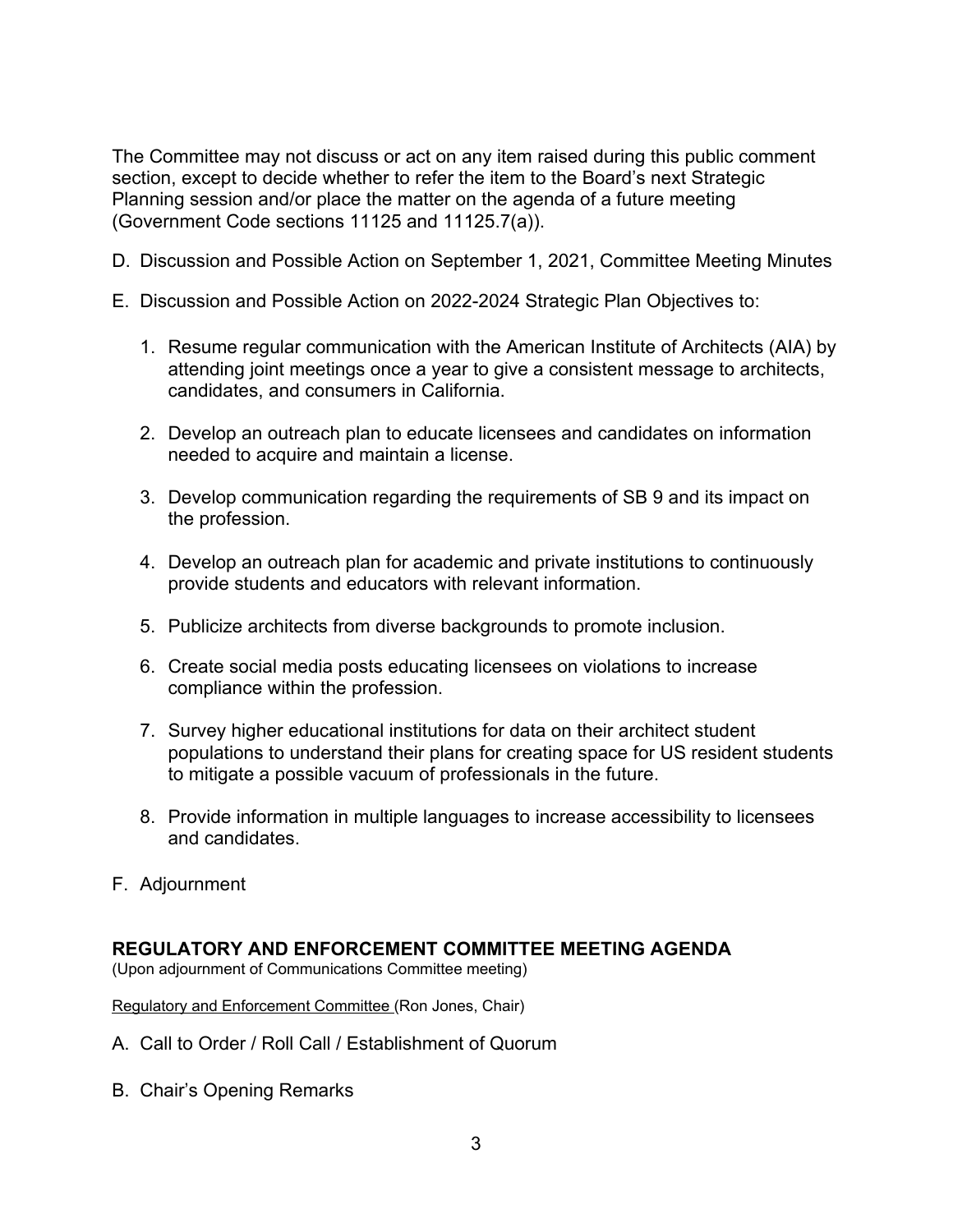The Committee may not discuss or act on any item raised during this public comment section, except to decide whether to refer the item to the Board's next Strategic Planning session and/or place the matter on the agenda of a future meeting (Government Code sections 11125 and 11125.7(a)).

D. Discussion and Possible Action on September 1, 2021, Committee Meeting Minutes

E. Discussion and Possible Action on 2022-2024 Strategic Plan Objectives to:

1. Resume regular communication with the American Institute of Architects (AIA) by attending joint meetings once a year to give a consistent message to architects, candidates, and consumers in California.

2. Develop an outreach plan to educate licensees and candidates on information needed to acquire and maintain a license.

3. Develop communication regarding the requirements of SB 9 and its impact on the profession.

4. Develop an outreach plan for academic and private institutions to continuously provide students and educators with relevant information.

5. Publicize architects from diverse backgrounds to promote inclusion.

6. Create social media posts educating licensees on violations to increase compliance within the profession.

7. Survey higher educational institutions for data on their architect student populations to understand their plans for creating space for US resident students to mitigate a possible vacuum of professionals in the future.

8. Provide information in multiple languages to increase accessibility to licensees and candidates.

F. Adjournment

## REGULATORY AND ENFORCEMENT COMMITTEE MEETING AGENDA

(Upon adjournment of Communications Committee meeting)

Regulatory and Enforcement Committee (Ron Jones, Chair)

A. Call to Order / Roll Call / Establishment of Quorum

B. Chair's Opening Remarks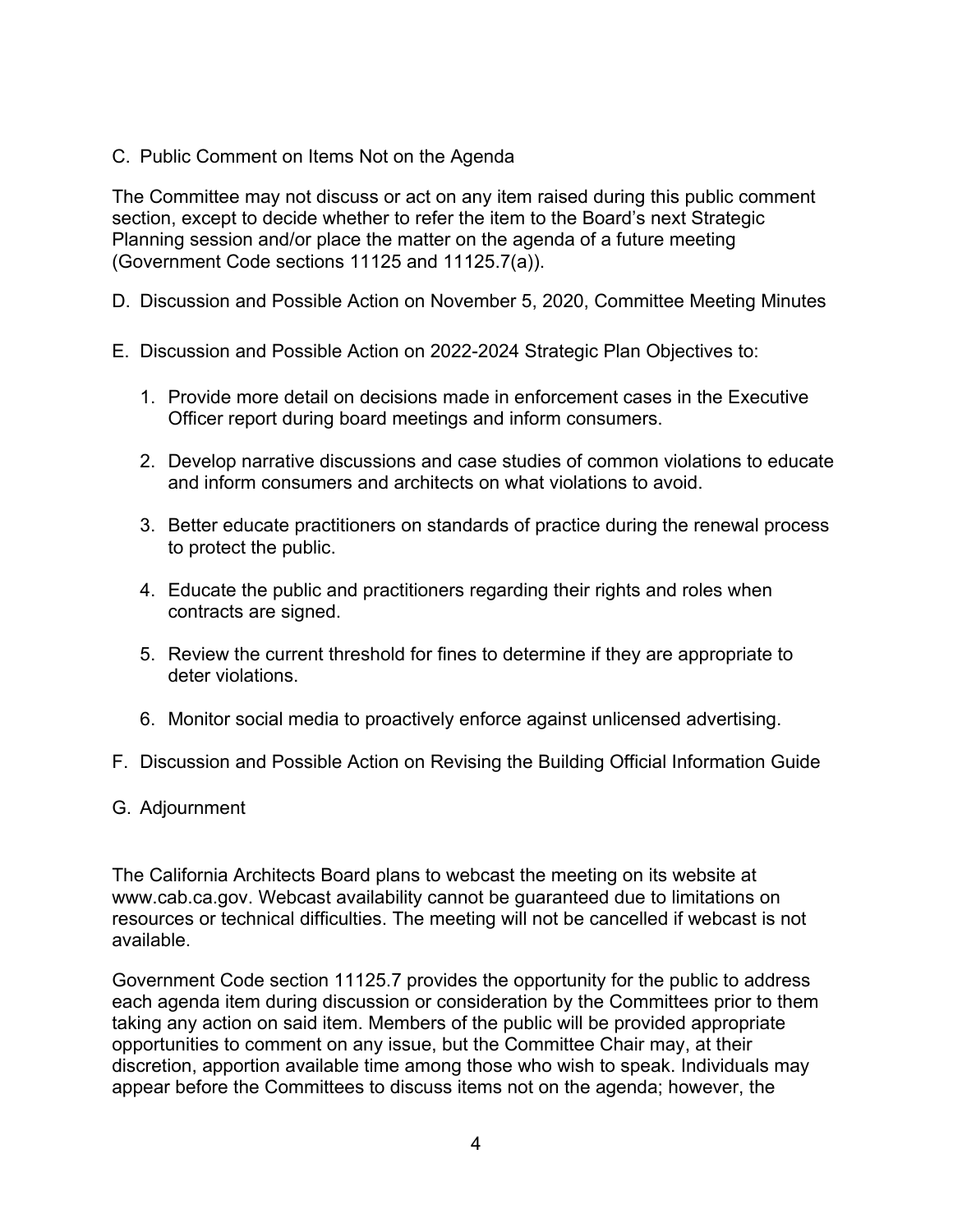C. Public Comment on Items Not on the Agenda

The Committee may not discuss or act on any item raised during this public comment section, except to decide whether to refer the item to the Board's next Strategic Planning session and/or place the matter on the agenda of a future meeting (Government Code sections 11125 and 11125.7(a)).

D. Discussion and Possible Action on November 5, 2020, Committee Meeting Minutes

E. Discussion and Possible Action on 2022-2024 Strategic Plan Objectives to:

1. Provide more detail on decisions made in enforcement cases in the Executive Officer report during board meetings and inform consumers.

2. Develop narrative discussions and case studies of common violations to educate and inform consumers and architects on what violations to avoid.

3. Better educate practitioners on standards of practice during the renewal process to protect the public.

4. Educate the public and practitioners regarding their rights and roles when contracts are signed.

5. Review the current threshold for fines to determine if they are appropriate to deter violations.

6. Monitor social media to proactively enforce against unlicensed advertising.

F. Discussion and Possible Action on Revising the Building Official Information Guide

G. Adjournment

The California Architects Board plans to webcast the meeting on its website at www.cab.ca.gov. Webcast availability cannot be guaranteed due to limitations on resources or technical difficulties. The meeting will not be cancelled if webcast is not available.

Government Code section 11125.7 provides the opportunity for the public to address each agenda item during discussion or consideration by the Committees prior to them taking any action on said item. Members of the public will be provided appropriate opportunities to comment on any issue, but the Committee Chair may, at their discretion, apportion available time among those who wish to speak. Individuals may appear before the Committees to discuss items not on the agenda; however, the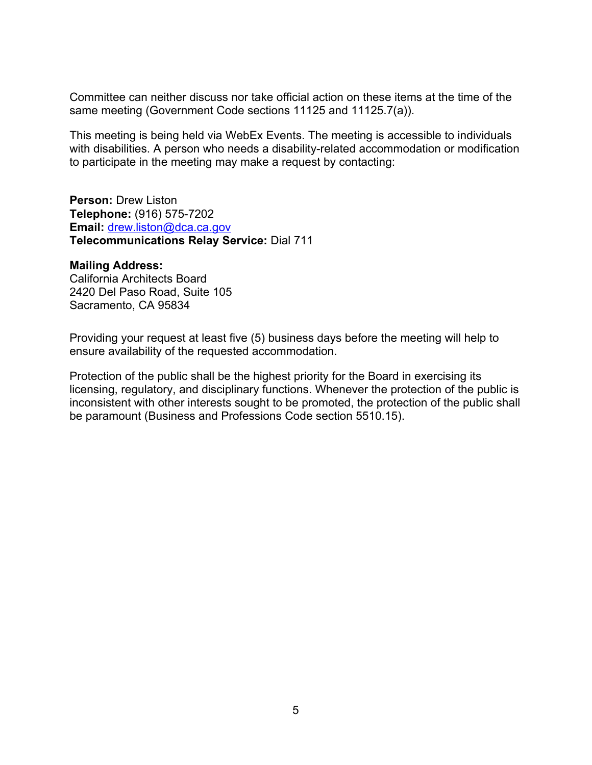Committee can neither discuss nor take official action on these items at the time of the same meeting (Government Code sections 11125 and 11125.7(a)).

This meeting is being held via WebEx Events. The meeting is accessible to individuals with disabilities. A person who needs a disability-related accommodation or modification to participate in the meeting may make a request by contacting:

**Person:** Drew Liston
**Telephone:** (916) 575-7202
**Email:** drew.liston@dca.ca.gov
**Telecommunications Relay Service:** Dial 711

**Mailing Address:**
California Architects Board
2420 Del Paso Road, Suite 105
Sacramento, CA 95834

Providing your request at least five (5) business days before the meeting will help to ensure availability of the requested accommodation.

Protection of the public shall be the highest priority for the Board in exercising its licensing, regulatory, and disciplinary functions. Whenever the protection of the public is inconsistent with other interests sought to be promoted, the protection of the public shall be paramount (Business and Professions Code section 5510.15).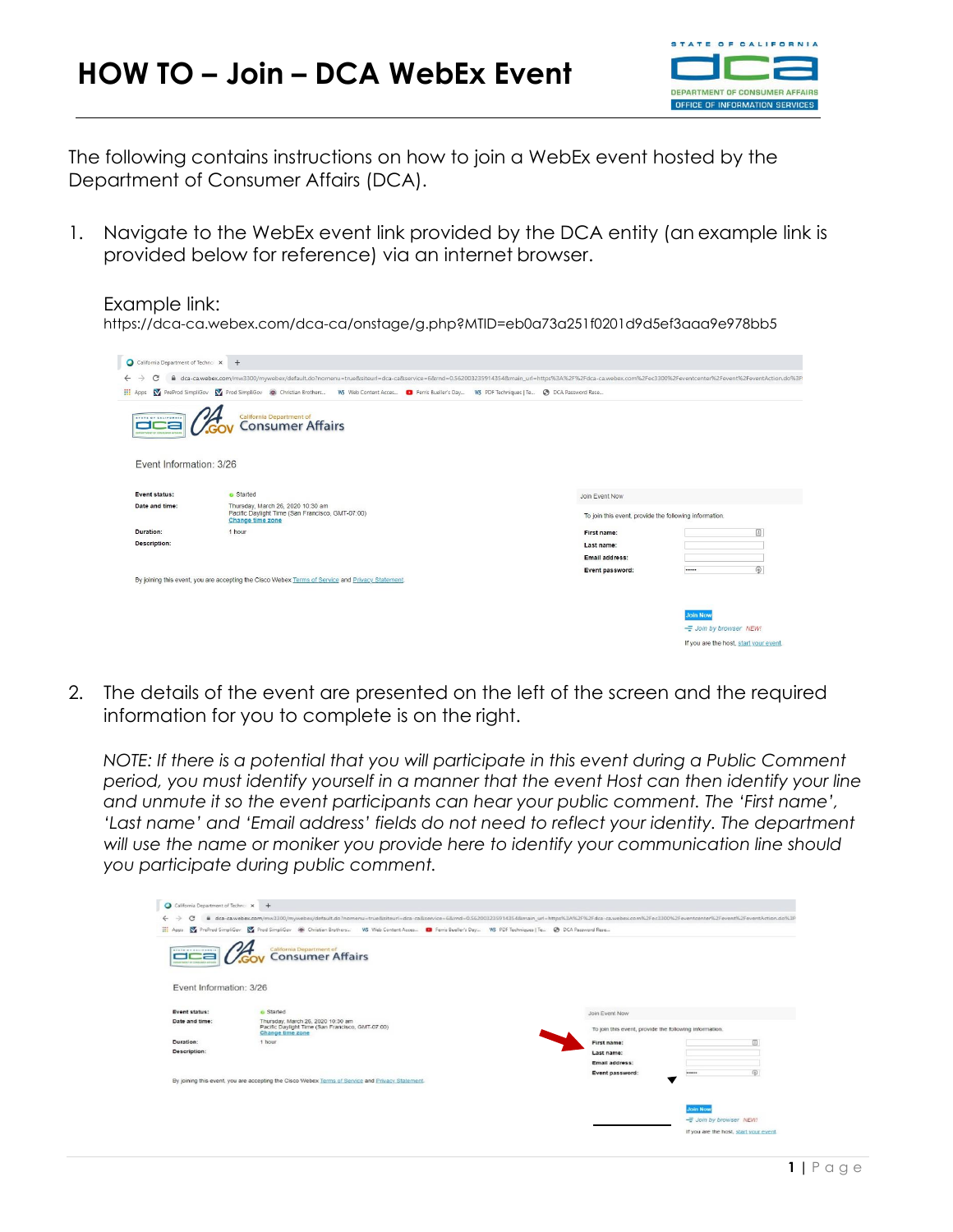# HOW TO – Join – DCA WebEx Event

The following contains instructions on how to join a WebEx event hosted by the Department of Consumer Affairs (DCA).

1. Navigate to the WebEx event link provided by the DCA entity (an example link is provided below for reference) via an internet browser.

   Example link:
   https://dca-ca.webex.com/dca-ca/onstage/g.php?MTID=eb0a73a251f0201d9d5ef3aaa9e978bb5

2. The details of the event are presented on the left of the screen and the required information for you to complete is on the right.

   *NOTE: If there is a potential that you will participate in this event during a Public Comment period, you must identify yourself in a manner that the event Host can then identify your line and unmute it so the event participants can hear your public comment. The 'First name', 'Last name' and 'Email address' fields do not need to reflect your identity. The department will use the name or moniker you provide here to identify your communication line should you participate during public comment.*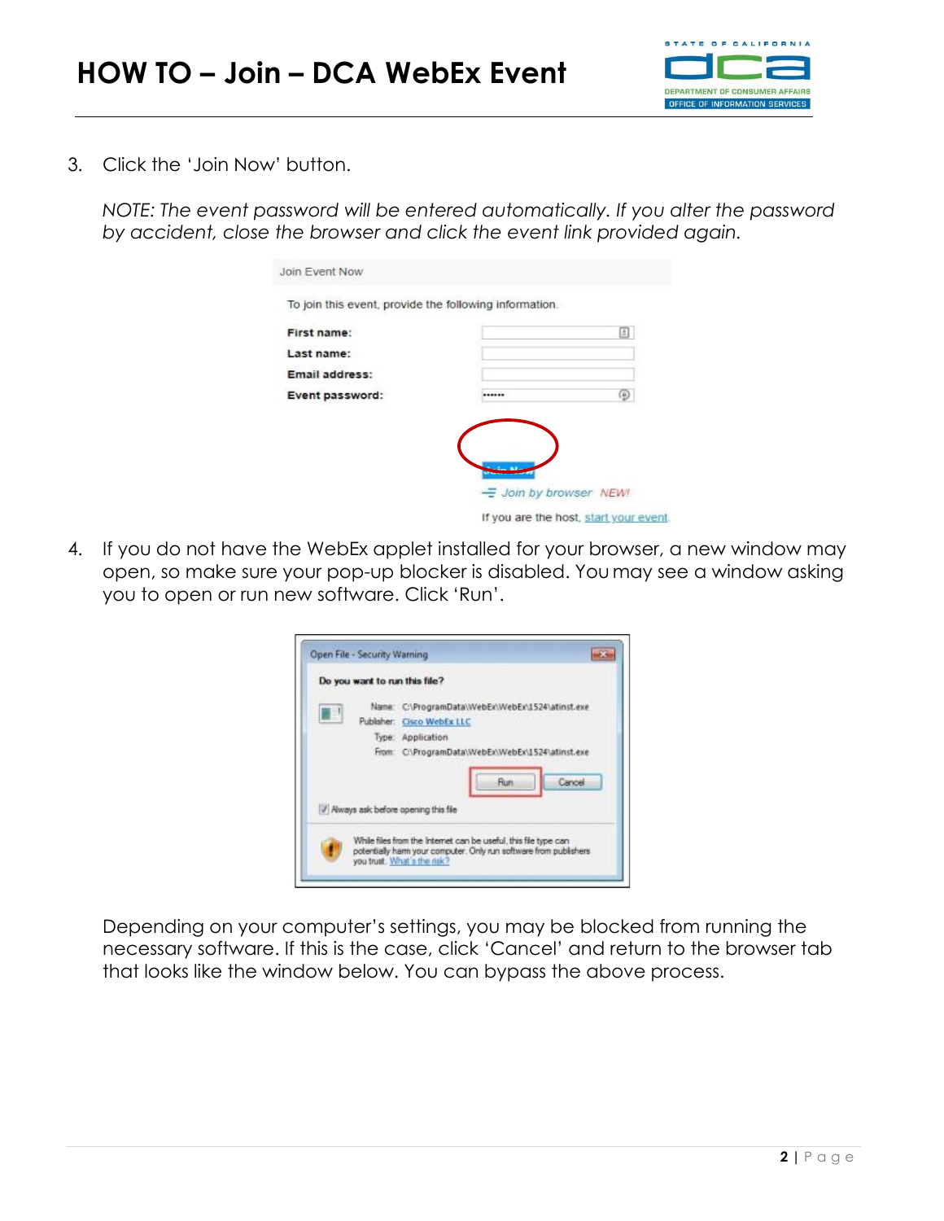# HOW TO – Join – DCA WebEx Event

3. Click the 'Join Now' button.

   *NOTE: The event password will be entered automatically. If you alter the password by accident, close the browser and click the event link provided again.*

4. If you do not have the WebEx applet installed for your browser, a new window may open, so make sure your pop-up blocker is disabled. You may see a window asking you to open or run new software. Click 'Run'.

   Depending on your computer's settings, you may be blocked from running the necessary software. If this is the case, click 'Cancel' and return to the browser tab that looks like the window below. You can bypass the above process.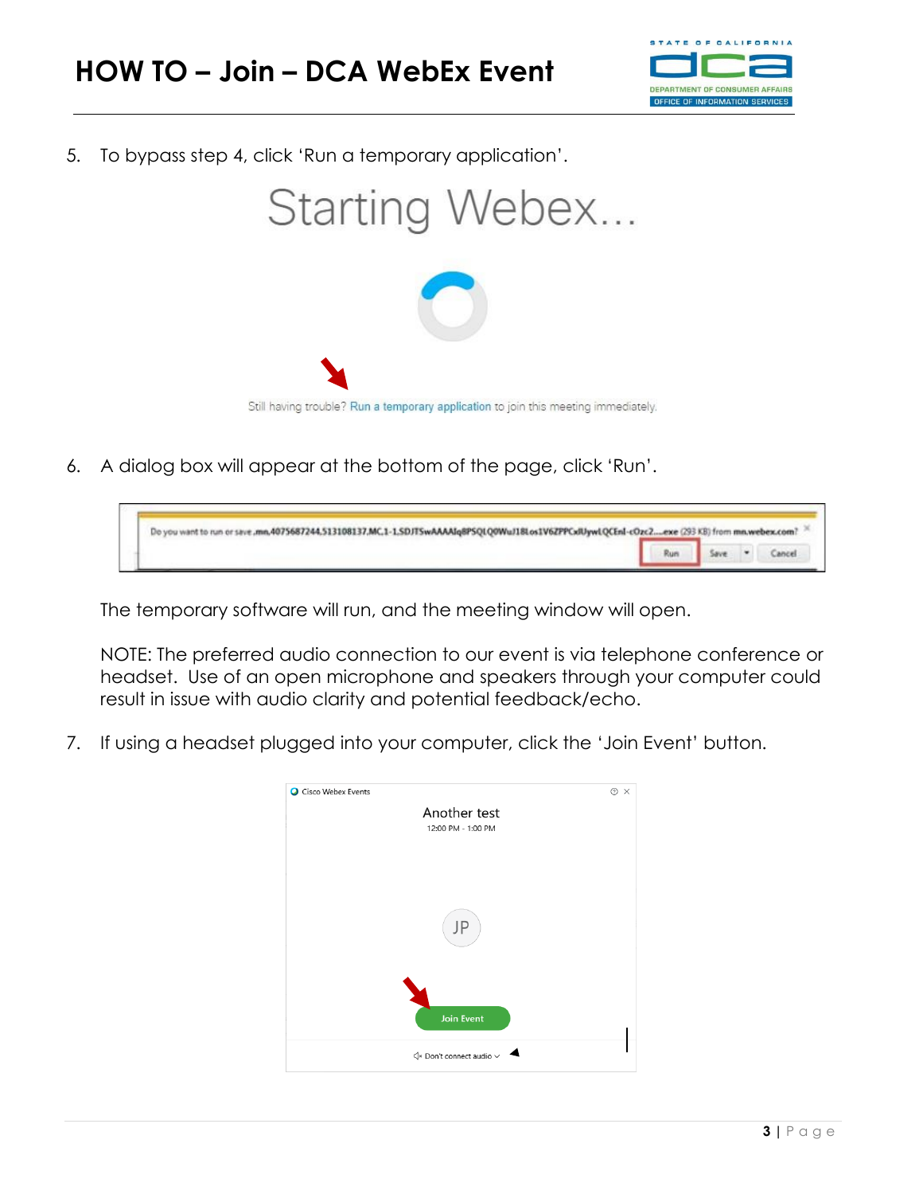5. To bypass step 4, click 'Run a temporary application'.

6. A dialog box will appear at the bottom of the page, click 'Run'.

The temporary software will run, and the meeting window will open.

NOTE: The preferred audio connection to our event is via telephone conference or headset. Use of an open microphone and speakers through your computer could result in issue with audio clarity and potential feedback/echo.

7. If using a headset plugged into your computer, click the 'Join Event' button.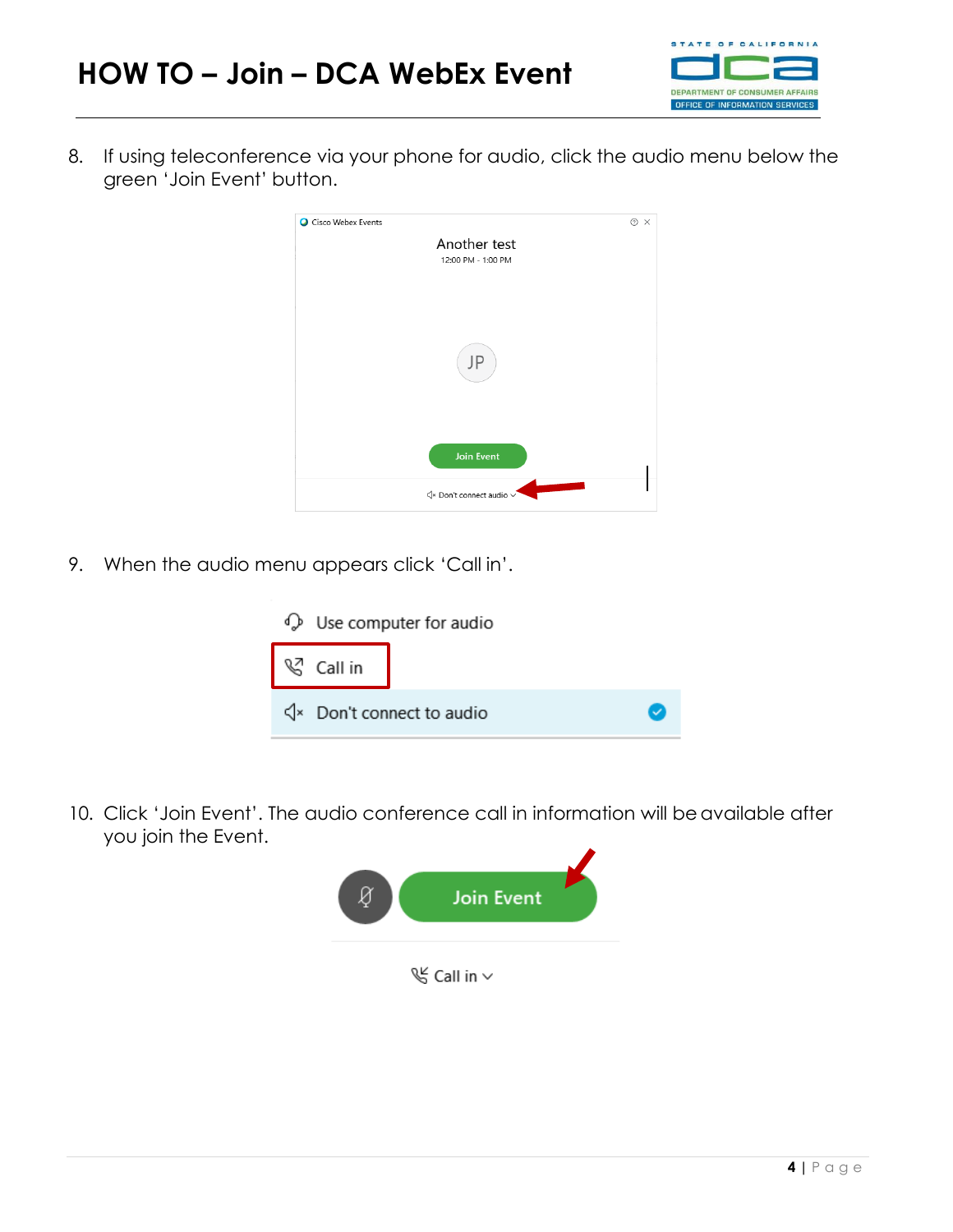8. If using teleconference via your phone for audio, click the audio menu below the green 'Join Event' button.

9. When the audio menu appears click 'Call in'.

10. Click 'Join Event'. The audio conference call in information will be available after you join the Event.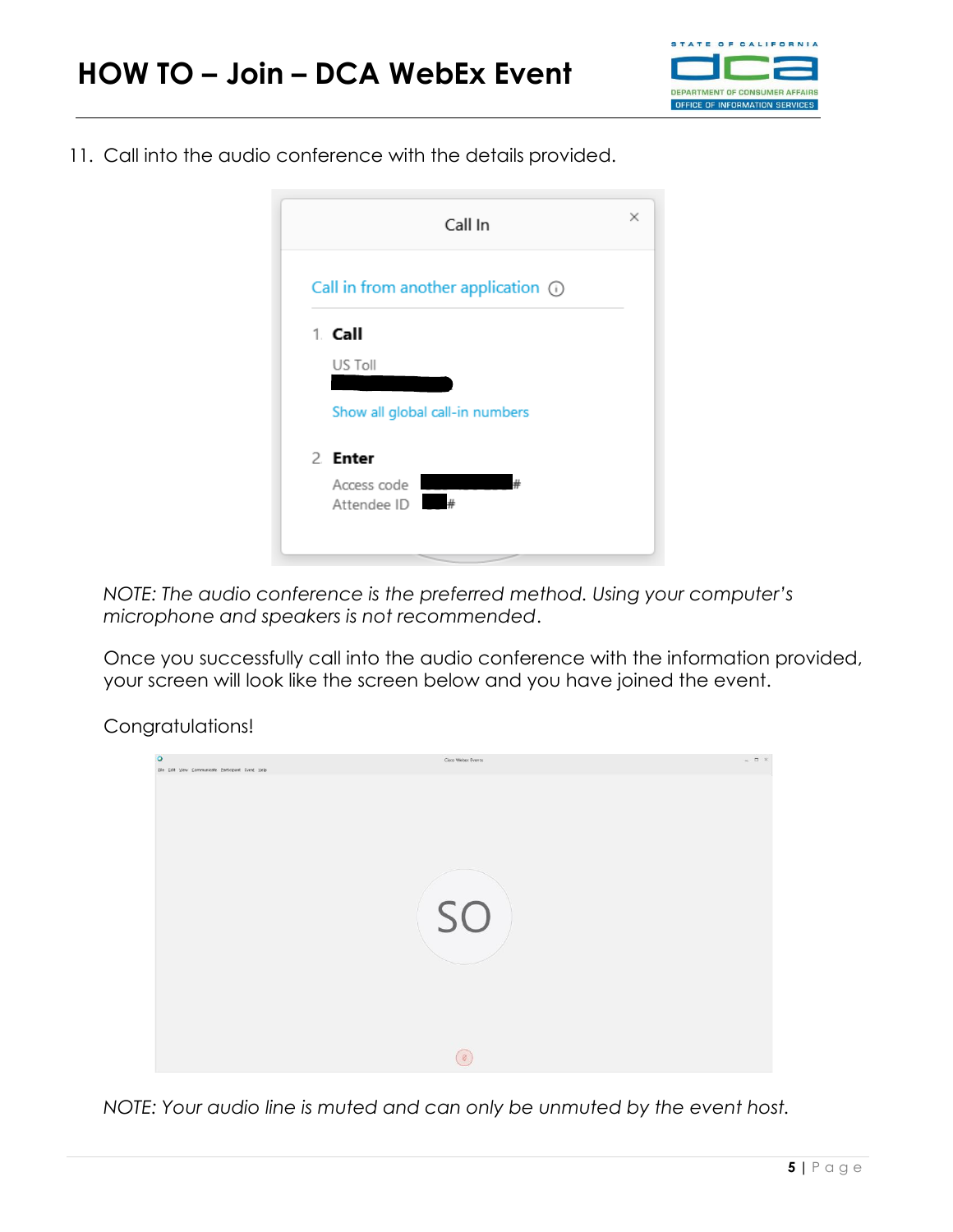11. Call into the audio conference with the details provided.

*NOTE: The audio conference is the preferred method. Using your computer's microphone and speakers is not recommended.*

Once you successfully call into the audio conference with the information provided, your screen will look like the screen below and you have joined the event.

Congratulations!

*NOTE: Your audio line is muted and can only be unmuted by the event host.*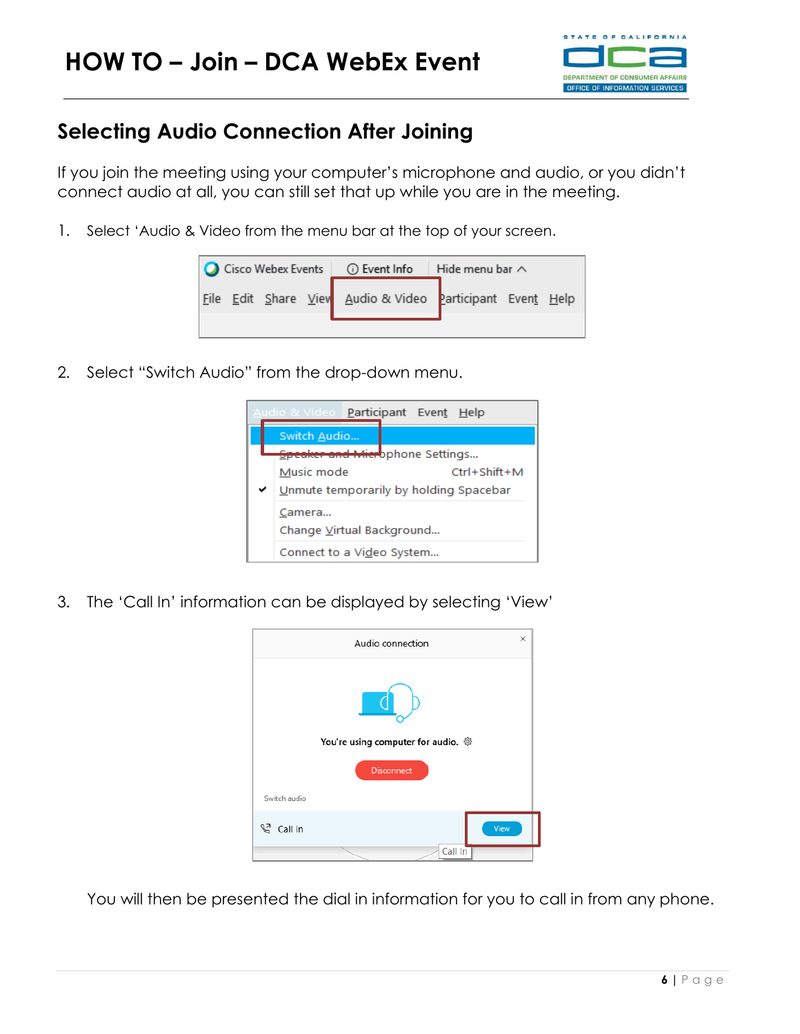# HOW TO – Join – DCA WebEx Event

## Selecting Audio Connection After Joining

If you join the meeting using your computer's microphone and audio, or you didn't connect audio at all, you can still set that up while you are in the meeting.

1. Select 'Audio & Video from the menu bar at the top of your screen.

2. Select "Switch Audio" from the drop-down menu.

3. The 'Call In' information can be displayed by selecting 'View'

You will then be presented the dial in information for you to call in from any phone.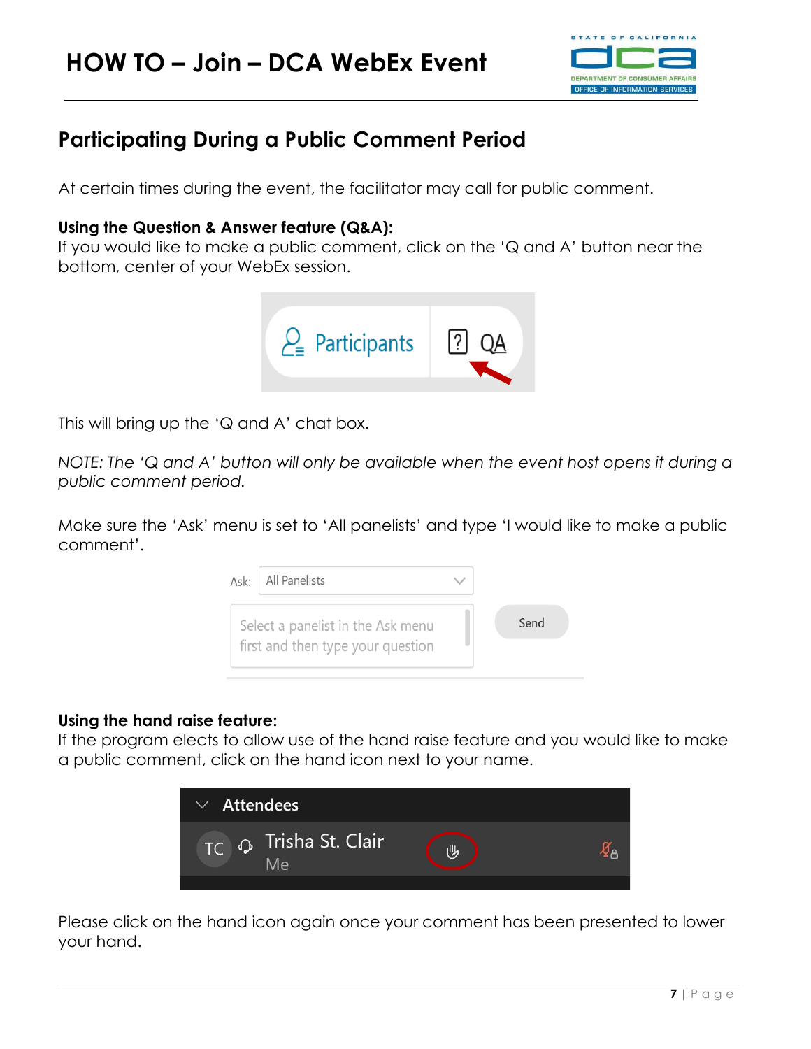# HOW TO – Join – DCA WebEx Event

## Participating During a Public Comment Period

At certain times during the event, the facilitator may call for public comment.

**Using the Question & Answer feature (Q&A):**
If you would like to make a public comment, click on the 'Q and A' button near the bottom, center of your WebEx session.

This will bring up the 'Q and A' chat box.

*NOTE: The 'Q and A' button will only be available when the event host opens it during a public comment period.*

Make sure the 'Ask' menu is set to 'All panelists' and type 'I would like to make a public comment'.

**Using the hand raise feature:**
If the program elects to allow use of the hand raise feature and you would like to make a public comment, click on the hand icon next to your name.

Please click on the hand icon again once your comment has been presented to lower your hand.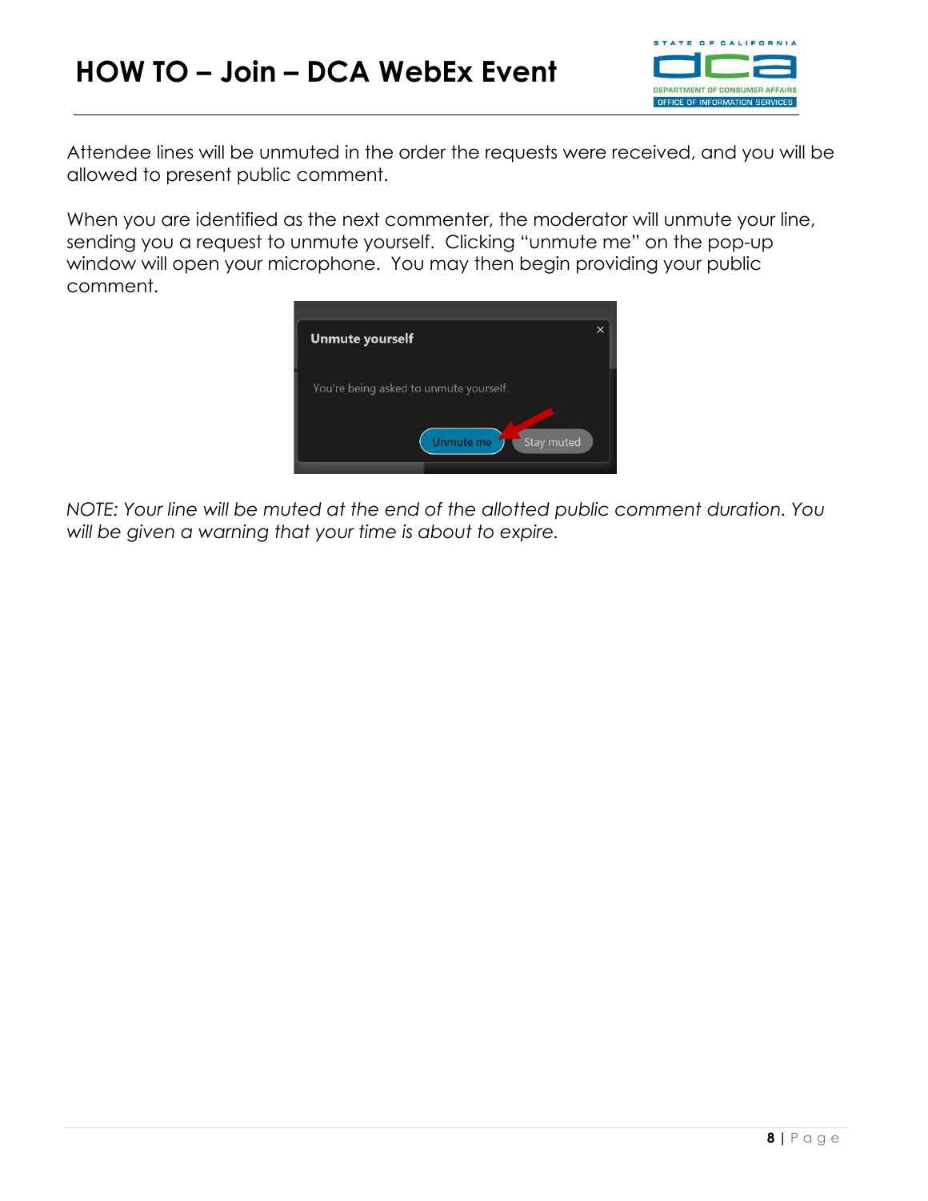Attendee lines will be unmuted in the order the requests were received, and you will be allowed to present public comment.

When you are identified as the next commenter, the moderator will unmute your line, sending you a request to unmute yourself. Clicking "unmute me" on the pop-up window will open your microphone. You may then begin providing your public comment.

Unmute yourself

You're being asked to unmute yourself.

Unmute me

Stay muted

*NOTE: Your line will be muted at the end of the allotted public comment duration. You will be given a warning that your time is about to expire.*